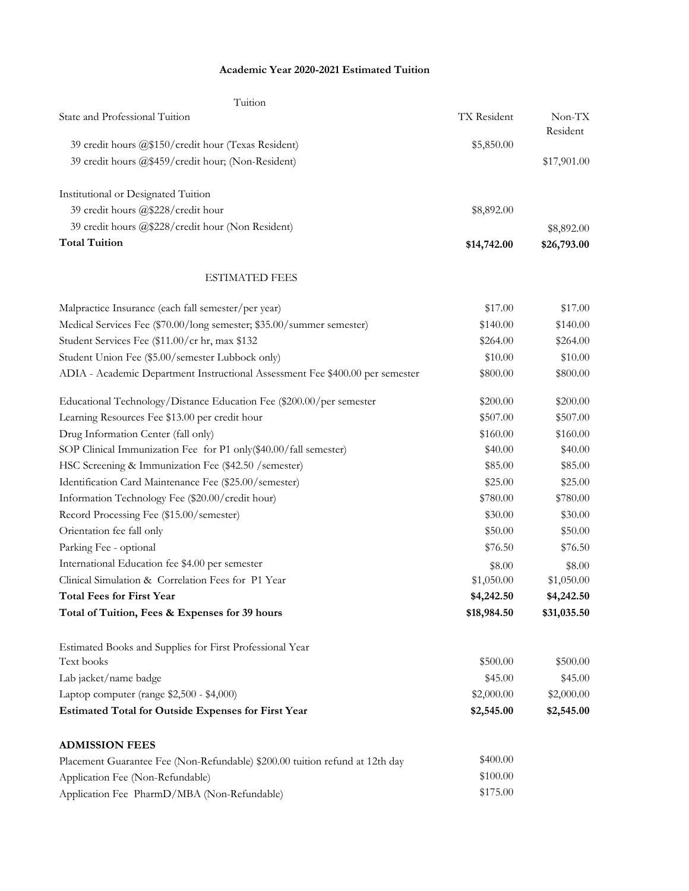**Academic Year 2020-2021 Estimated Tuition**

| Tuition | | |
|---|---|---|
| State and Professional Tuition | TX Resident | Non-TX Resident |
| 39 credit hours @$150/credit hour (Texas Resident) | $5,850.00 | |
| 39 credit hours @$459/credit hour; (Non-Resident) | | $17,901.00 |
| Institutional or Designated Tuition | | |
| 39 credit hours @$228/credit hour | $8,892.00 | |
| 39 credit hours @$228/credit hour (Non Resident) | | $8,892.00 |
| **Total Tuition** | **$14,742.00** | **$26,793.00** |
| ESTIMATED FEES | | |
| Malpractice Insurance (each fall semester/per year) | $17.00 | $17.00 |
| Medical Services Fee ($70.00/long semester; $35.00/summer semester) | $140.00 | $140.00 |
| Student Services Fee ($11.00/cr hr, max $132 | $264.00 | $264.00 |
| Student Union Fee ($5.00/semester Lubbock only) | $10.00 | $10.00 |
| ADIA - Academic Department Instructional Assessment Fee $400.00 per semester | $800.00 | $800.00 |
| Educational Technology/Distance Education Fee ($200.00/per semester | $200.00 | $200.00 |
| Learning Resources Fee $13.00 per credit hour | $507.00 | $507.00 |
| Drug Information Center (fall only) | $160.00 | $160.00 |
| SOP Clinical Immunization Fee for P1 only($40.00/fall semester) | $40.00 | $40.00 |
| HSC Screening & Immunization Fee ($42.50 /semester) | $85.00 | $85.00 |
| Identification Card Maintenance Fee ($25.00/semester) | $25.00 | $25.00 |
| Information Technology Fee ($20.00/credit hour) | $780.00 | $780.00 |
| Record Processing Fee ($15.00/semester) | $30.00 | $30.00 |
| Orientation fee fall only | $50.00 | $50.00 |
| Parking Fee - optional | $76.50 | $76.50 |
| International Education fee $4.00 per semester | $8.00 | $8.00 |
| Clinical Simulation & Correlation Fees for P1 Year | $1,050.00 | $1,050.00 |
| **Total Fees for First Year** | **$4,242.50** | **$4,242.50** |
| **Total of Tuition, Fees & Expenses for 39 hours** | **$18,984.50** | **$31,035.50** |
| Estimated Books and Supplies for First Professional Year | | |
| Text books | $500.00 | $500.00 |
| Lab jacket/name badge | $45.00 | $45.00 |
| Laptop computer (range $2,500 - $4,000) | $2,000.00 | $2,000.00 |
| **Estimated Total for Outside Expenses for First Year** | **$2,545.00** | **$2,545.00** |

**ADMISSION FEES**

| | |
|---|---|
| Placement Guarantee Fee (Non-Refundable) $200.00 tuition refund at 12th day | $400.00 |
| Application Fee (Non-Refundable) | $100.00 |
| Application Fee PharmD/MBA (Non-Refundable) | $175.00 |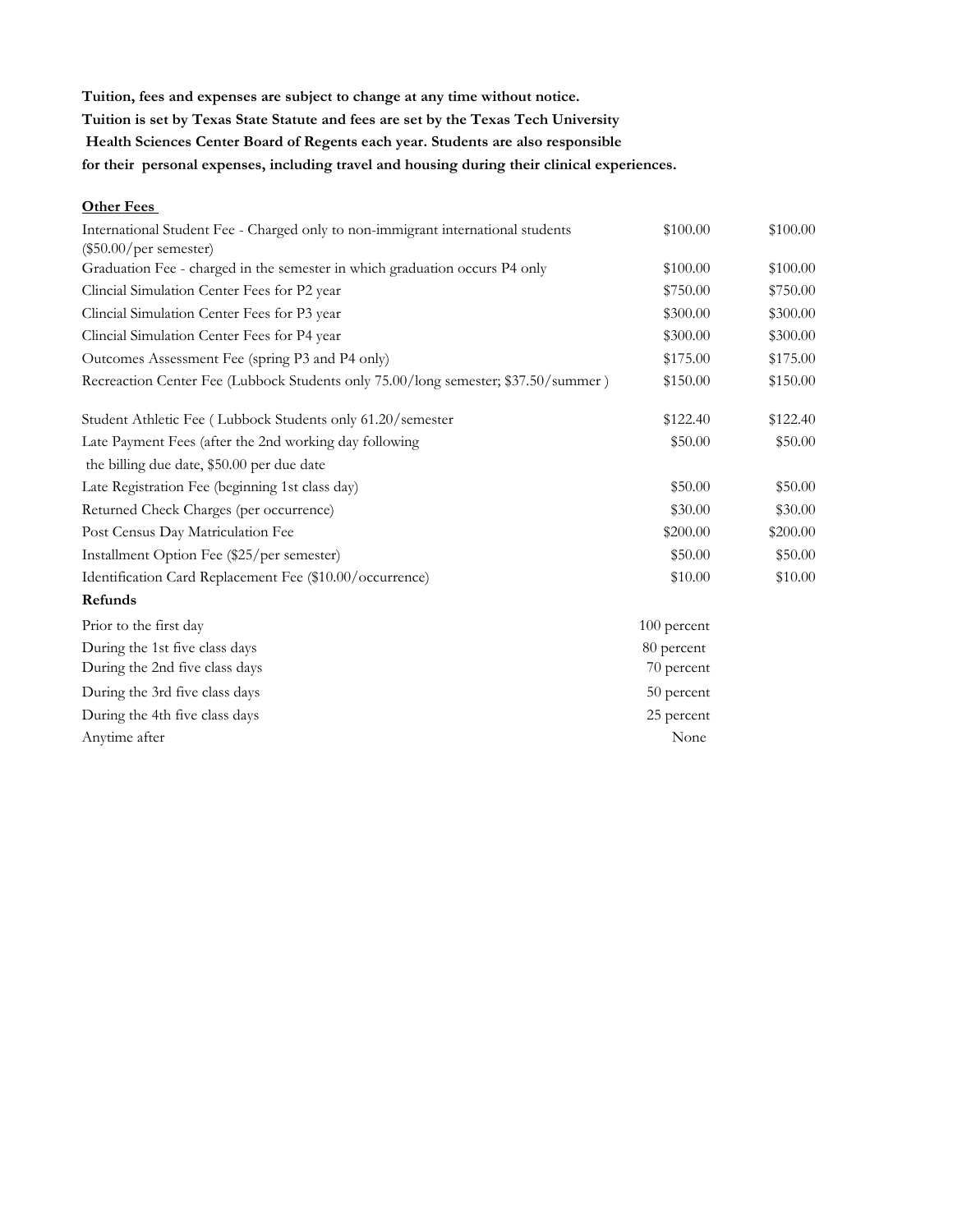**Tuition, fees and expenses are subject to change at any time without notice.**
**Tuition is set by Texas State Statute and fees are set by the Texas Tech University Health Sciences Center Board of Regents each year. Students are also responsible for their personal expenses, including travel and housing during their clinical experiences.**

**Other Fees**

| | | |
|---|---|---|
| International Student Fee - Charged only to non-immigrant international students ($50.00/per semester) | $100.00 | $100.00 |
| Graduation Fee - charged in the semester in which graduation occurs P4 only | $100.00 | $100.00 |
| Clincial Simulation Center Fees for P2 year | $750.00 | $750.00 |
| Clincial Simulation Center Fees for P3 year | $300.00 | $300.00 |
| Clincial Simulation Center Fees for P4 year | $300.00 | $300.00 |
| Outcomes Assessment Fee (spring P3 and P4 only) | $175.00 | $175.00 |
| Recreaction Center Fee (Lubbock Students only 75.00/long semester; $37.50/summer ) | $150.00 | $150.00 |
| Student Athletic Fee ( Lubbock Students only 61.20/semester | $122.40 | $122.40 |
| Late Payment Fees (after the 2nd working day following the billing due date, $50.00 per due date | $50.00 | $50.00 |
| Late Registration Fee (beginning 1st class day) | $50.00 | $50.00 |
| Returned Check Charges (per occurrence) | $30.00 | $30.00 |
| Post Census Day Matriculation Fee | $200.00 | $200.00 |
| Installment Option Fee ($25/per semester) | $50.00 | $50.00 |
| Identification Card Replacement Fee ($10.00/occurrence) | $10.00 | $10.00 |

**Refunds**

| | |
|---|---|
| Prior to the first day | 100 percent |
| During the 1st five class days | 80 percent |
| During the 2nd five class days | 70 percent |
| During the 3rd five class days | 50 percent |
| During the 4th five class days | 25 percent |
| Anytime after | None |